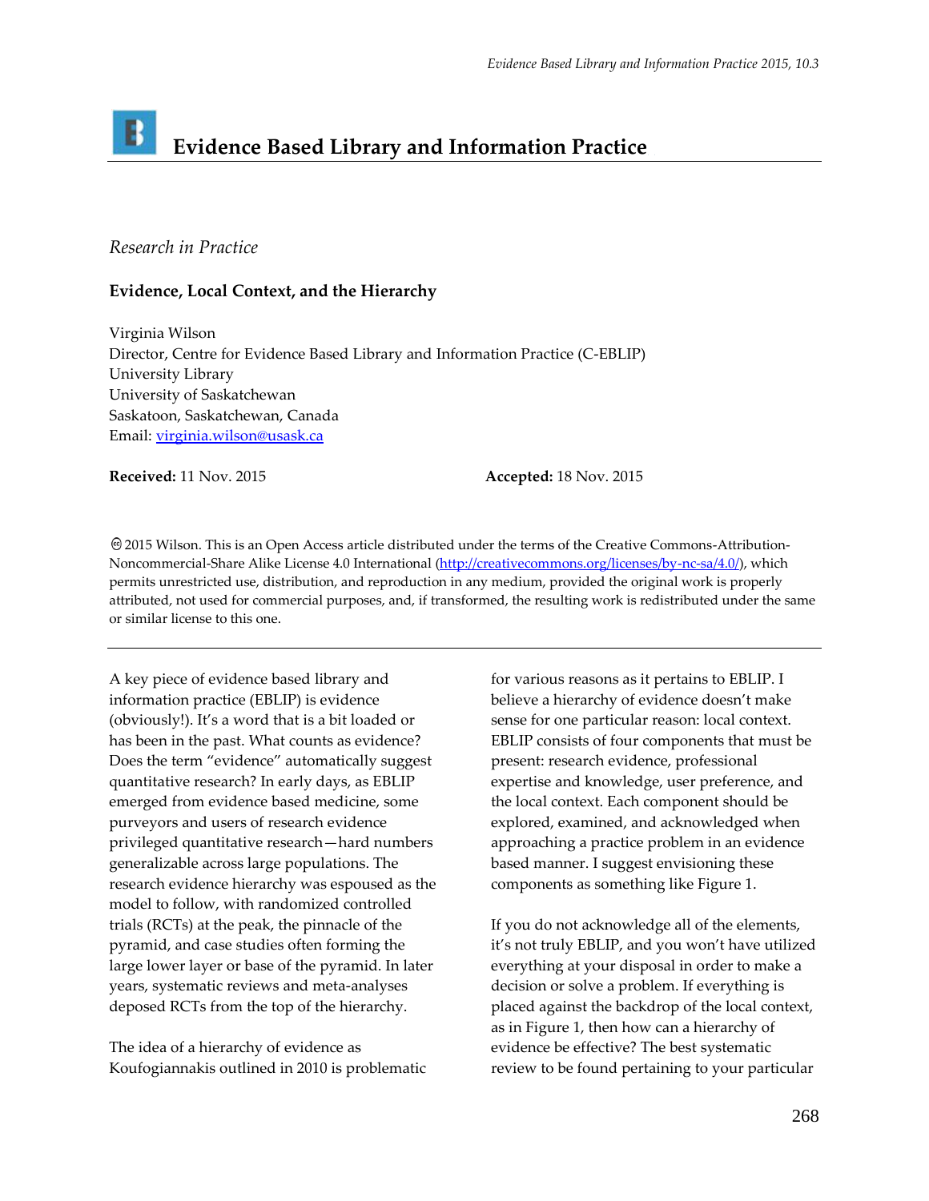# Evidence Based Library and Information Practice

*Research in Practice*

## Evidence, Local Context, and the Hierarchy

Virginia Wilson
Director, Centre for Evidence Based Library and Information Practice (C-EBLIP)
University Library
University of Saskatchewan
Saskatoon, Saskatchewan, Canada
Email: virginia.wilson@usask.ca

**Received:** 11 Nov. 2015 **Accepted:** 18 Nov. 2015

© 2015 Wilson. This is an Open Access article distributed under the terms of the Creative Commons-Attribution-Noncommercial-Share Alike License 4.0 International (http://creativecommons.org/licenses/by-nc-sa/4.0/), which permits unrestricted use, distribution, and reproduction in any medium, provided the original work is properly attributed, not used for commercial purposes, and, if transformed, the resulting work is redistributed under the same or similar license to this one.

---

A key piece of evidence based library and information practice (EBLIP) is evidence (obviously!). It's a word that is a bit loaded or has been in the past. What counts as evidence? Does the term "evidence" automatically suggest quantitative research? In early days, as EBLIP emerged from evidence based medicine, some purveyors and users of research evidence privileged quantitative research—hard numbers generalizable across large populations. The research evidence hierarchy was espoused as the model to follow, with randomized controlled trials (RCTs) at the peak, the pinnacle of the pyramid, and case studies often forming the large lower layer or base of the pyramid. In later years, systematic reviews and meta-analyses deposed RCTs from the top of the hierarchy.

The idea of a hierarchy of evidence as Koufogiannakis outlined in 2010 is problematic for various reasons as it pertains to EBLIP. I believe a hierarchy of evidence doesn't make sense for one particular reason: local context. EBLIP consists of four components that must be present: research evidence, professional expertise and knowledge, user preference, and the local context. Each component should be explored, examined, and acknowledged when approaching a practice problem in an evidence based manner. I suggest envisioning these components as something like Figure 1.

If you do not acknowledge all of the elements, it's not truly EBLIP, and you won't have utilized everything at your disposal in order to make a decision or solve a problem. If everything is placed against the backdrop of the local context, as in Figure 1, then how can a hierarchy of evidence be effective? The best systematic review to be found pertaining to your particular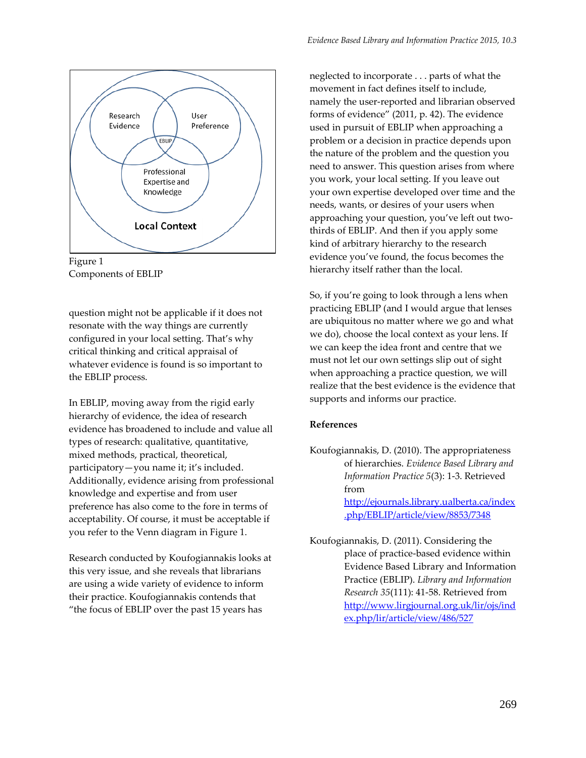Research Evidence

User Preference

EBLIP

Professional Expertise and Knowledge

Local Context

Figure 1
Components of EBLIP

question might not be applicable if it does not resonate with the way things are currently configured in your local setting. That's why critical thinking and critical appraisal of whatever evidence is found is so important to the EBLIP process.

In EBLIP, moving away from the rigid early hierarchy of evidence, the idea of research evidence has broadened to include and value all types of research: qualitative, quantitative, mixed methods, practical, theoretical, participatory—you name it; it's included. Additionally, evidence arising from professional knowledge and expertise and from user preference has also come to the fore in terms of acceptability. Of course, it must be acceptable if you refer to the Venn diagram in Figure 1.

Research conducted by Koufogiannakis looks at this very issue, and she reveals that librarians are using a wide variety of evidence to inform their practice. Koufogiannakis contends that "the focus of EBLIP over the past 15 years has neglected to incorporate . . . parts of what the movement in fact defines itself to include, namely the user-reported and librarian observed forms of evidence" (2011, p. 42). The evidence used in pursuit of EBLIP when approaching a problem or a decision in practice depends upon the nature of the problem and the question you need to answer. This question arises from where you work, your local setting. If you leave out your own expertise developed over time and the needs, wants, or desires of your users when approaching your question, you've left out two-thirds of EBLIP. And then if you apply some kind of arbitrary hierarchy to the research evidence you've found, the focus becomes the hierarchy itself rather than the local.

So, if you're going to look through a lens when practicing EBLIP (and I would argue that lenses are ubiquitous no matter where we go and what we do), choose the local context as your lens. If we can keep the idea front and centre that we must not let our own settings slip out of sight when approaching a practice question, we will realize that the best evidence is the evidence that supports and informs our practice.

**References**

Koufogiannakis, D. (2010). The appropriateness of hierarchies. *Evidence Based Library and Information Practice 5*(3): 1-3. Retrieved from http://ejournals.library.ualberta.ca/index.php/EBLIP/article/view/8853/7348

Koufogiannakis, D. (2011). Considering the place of practice-based evidence within Evidence Based Library and Information Practice (EBLIP). *Library and Information Research 35*(111): 41-58. Retrieved from http://www.lirgjournal.org.uk/lir/ojs/index.php/lir/article/view/486/527